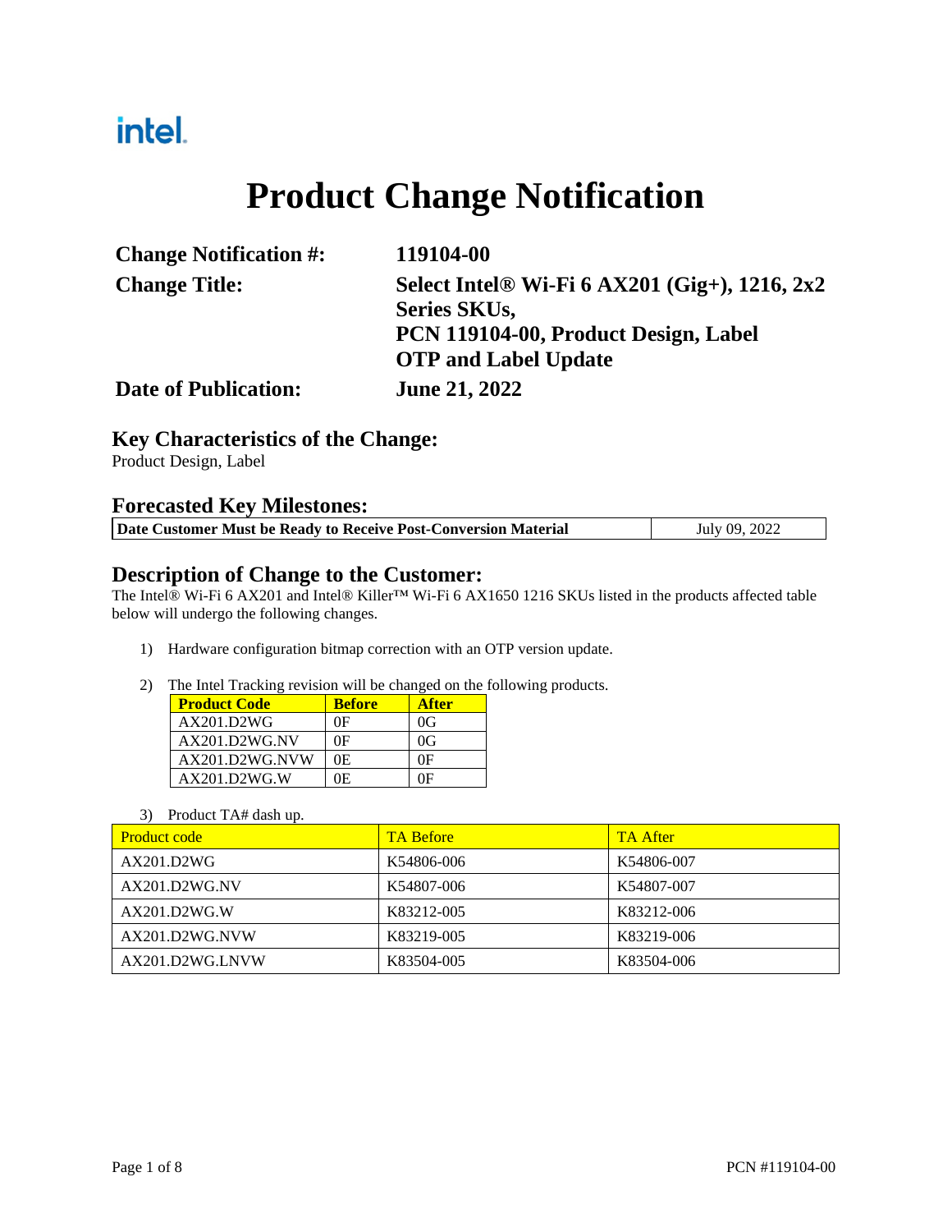intel.

# Product Change Notification

| | |
|---|---|
| **Change Notification #:** | **119104-00** |
| **Change Title:** | **Select Intel® Wi-Fi 6 AX201 (Gig+), 1216, 2x2 Series SKUs, PCN 119104-00, Product Design, Label OTP and Label Update** |
| **Date of Publication:** | **June 21, 2022** |

## Key Characteristics of the Change:

Product Design, Label

## Forecasted Key Milestones:

| **Date Customer Must be Ready to Receive Post-Conversion Material** | July 09, 2022 |
|---|---|

## Description of Change to the Customer:

The Intel® Wi-Fi 6 AX201 and Intel® Killer™ Wi-Fi 6 AX1650 1216 SKUs listed in the products affected table below will undergo the following changes.

1) Hardware configuration bitmap correction with an OTP version update.

2) The Intel Tracking revision will be changed on the following products.

| **Product Code** | **Before** | **After** |
|---|---|---|
| AX201.D2WG | 0F | 0G |
| AX201.D2WG.NV | 0F | 0G |
| AX201.D2WG.NVW | 0E | 0F |
| AX201.D2WG.W | 0E | 0F |

3) Product TA# dash up.

| Product code | TA Before | TA After |
|---|---|---|
| AX201.D2WG | K54806-006 | K54806-007 |
| AX201.D2WG.NV | K54807-006 | K54807-007 |
| AX201.D2WG.W | K83212-005 | K83212-006 |
| AX201.D2WG.NVW | K83219-005 | K83219-006 |
| AX201.D2WG.LNVW | K83504-005 | K83504-006 |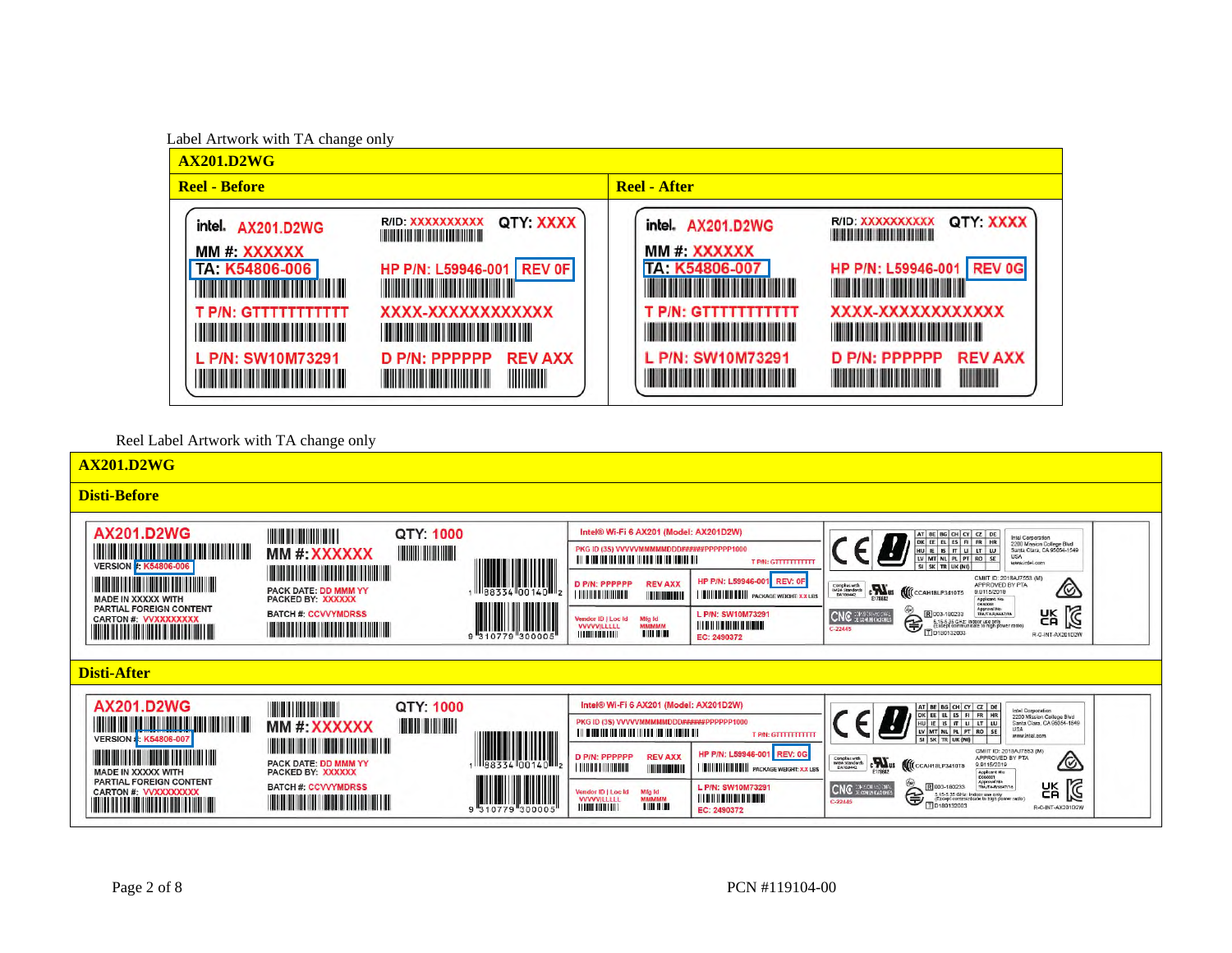Label Artwork with TA change only

| AX201.D2WG | |
|---|---|
| **Reel - Before** | **Reel - After** |
| intel. AX201.D2WG<br>MM #: XXXXXX<br>TA: K54806-006<br>T P/N: GTTTTTTTTTTT<br>L P/N: SW10M73291<br>R/ID: XXXXXXXXXX QTY: XXXX<br>HP P/N: L59946-001 REV 0F<br>XXXX-XXXXXXXXXXXX<br>D P/N: PPPPPP REV AXX | intel. AX201.D2WG<br>MM #: XXXXXX<br>TA: K54806-007<br>T P/N: GTTTTTTTTTTT<br>L P/N: SW10M73291<br>R/ID: XXXXXXXXXX QTY: XXXX<br>HP P/N: L59946-001 REV 0G<br>XXXX-XXXXXXXXXXXX<br>D P/N: PPPPPP REV AXX |

Reel Label Artwork with TA change only

| AX201.D2WG |
|---|
| **Disti-Before** |
| AX201.D2WG<br>VERSION #: K54806-006<br>MADE IN XXXXX WITH PARTIAL FOREIGN CONTENT<br>CARTON #: VVXXXXXXXXX<br>MM #: XXXXXX<br>QTY: 1000<br>PACK DATE: DD MMM YY<br>PACKED BY: XXXXXX<br>BATCH #: CCVVYMDRSS<br>1 88334 00140 2<br>9 310779 300005<br>Intel® Wi-Fi 6 AX201 (Model: AX201D2W)<br>PKG ID (3S) VVVVVMMMMMDDD#####PPPPPP1000<br>T P/N: GTTTTTTTTTTT<br>D P/N: PPPPPP REV AXX<br>HP P/N: L59946-001 REV: 0F<br>PACKAGE WEIGHT: XX LBS<br>Vendor ID \| Loc Id VVVVVLLLLL<br>Mfg Id MMMMM<br>L P/N: SW10M73291<br>EC: 2490372<br>CCAH18LP3410T5<br>CMIIT ID: 2018AJ7553 (M)<br>APPROVED BY PTA 9.9115/2019<br>C-22445<br>R 003-180233<br>T D180132003<br>Intel Corporation 2200 Mission College Blvd Santa Clara, CA 95054-1549 USA www.intel.com<br>R-C-INT-AX201D2W |
| **Disti-After** |
| AX201.D2WG<br>VERSION #: K54806-007<br>MADE IN XXXXX WITH PARTIAL FOREIGN CONTENT<br>CARTON #: VVXXXXXXXXX<br>MM #: XXXXXX<br>QTY: 1000<br>PACK DATE: DD MMM YY<br>PACKED BY: XXXXXX<br>BATCH #: CCVVYMDRSS<br>1 88334 00140 2<br>9 310779 300005<br>Intel® Wi-Fi 6 AX201 (Model: AX201D2W)<br>PKG ID (3S) VVVVVMMMMMDDD#####PPPPPP1000<br>T P/N: GTTTTTTTTTTT<br>D P/N: PPPPPP REV AXX<br>HP P/N: L59946-001 REV: 0G<br>PACKAGE WEIGHT: XX LBS<br>Vendor ID \| Loc Id VVVVVLLLLL<br>Mfg Id MMMMM<br>L P/N: SW10M73291<br>EC: 2490372<br>CCAH18LP3410T5<br>CMIIT ID: 2018AJ7553 (M)<br>APPROVED BY PTA 9.9115/2019<br>C-22445<br>R 003-180233<br>T D180132003<br>Intel Corporation 2200 Mission College Blvd Santa Clara, CA 95054-1549 USA www.intel.com<br>R-C-INT-AX201D2W |

PCN #119104-00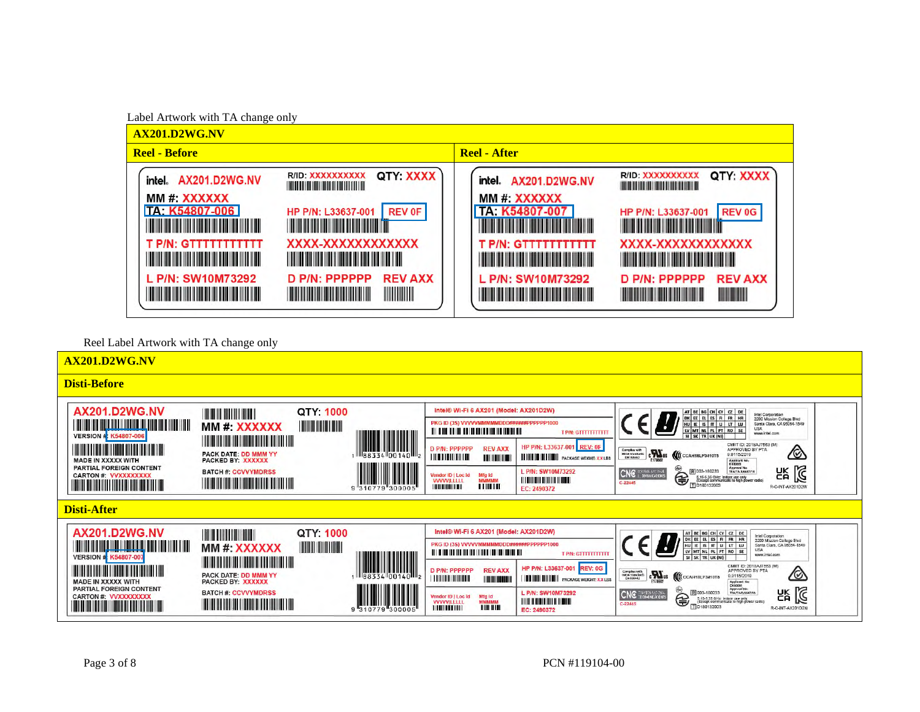Label Artwork with TA change only

| AX201.D2WG.NV | |
|---|---|
| **Reel - Before** | **Reel - After** |
| intel. AX201.D2WG.NV<br>MM #: XXXXXX<br>TA: K54807-006<br>T P/N: GTTTTTTTTTTT<br>L P/N: SW10M73292<br>R/ID: XXXXXXXXXX QTY: XXXX<br>HP P/N: L33637-001 REV 0F<br>XXXX-XXXXXXXXXXXX<br>D P/N: PPPPPP REV AXX | intel. AX201.D2WG.NV<br>MM #: XXXXXX<br>TA: K54807-007<br>T P/N: GTTTTTTTTTTT<br>L P/N: SW10M73292<br>R/ID: XXXXXXXXXX QTY: XXXX<br>HP P/N: L33637-001 REV 0G<br>XXXX-XXXXXXXXXXXX<br>D P/N: PPPPPP REV AXX |

Reel Label Artwork with TA change only

| AX201.D2WG.NV |
|---|
| **Disti-Before** |
| AX201.D2WG.NV<br>VERSION #: K54807-006<br>MADE IN XXXXX WITH PARTIAL FOREIGN CONTENT<br>CARTON #: VVXXXXXXXXX<br>MM #: XXXXXX<br>PACK DATE: DD MMM YY<br>PACKED BY: XXXXXX<br>BATCH #: CCVVYMDRSS<br>QTY: 1000<br>Intel® Wi-Fi 6 AX201 (Model: AX201D2W)<br>PKG ID (3S) VVVVVMMMMMDDD#####PPPPPP1000<br>T P/N: GTTTTTTTTTTT<br>D P/N: PPPPPP REV AXX<br>HP P/N: L33637-001 REV: 0F<br>PACKAGE WEIGHT: XX LBS<br>Vendor ID \| Loc Id VVVVVLLLLL<br>Mfg Id MMMMM<br>L P/N: SW10M73292<br>EC: 2490372 |
| **Disti-After** |
| AX201.D2WG.NV<br>VERSION #: K54807-007<br>MADE IN XXXXX WITH PARTIAL FOREIGN CONTENT<br>CARTON #: VVXXXXXXXXX<br>MM #: XXXXXX<br>PACK DATE: DD MMM YY<br>PACKED BY: XXXXXX<br>BATCH #: CCVVYMDRSS<br>QTY: 1000<br>Intel® Wi-Fi 6 AX201 (Model: AX201D2W)<br>PKG ID (3S) VVVVVMMMMMDDD#####PPPPPP1000<br>T P/N: GTTTTTTTTTTT<br>D P/N: PPPPPP REV AXX<br>HP P/N: L33637-001 REV: 0G<br>PACKAGE WEIGHT: XX LBS<br>Vendor ID \| Loc Id VVVVVLLLLL<br>Mfg Id MMMMM<br>L P/N: SW10M73292<br>EC: 2490372 |

PCN #119104-00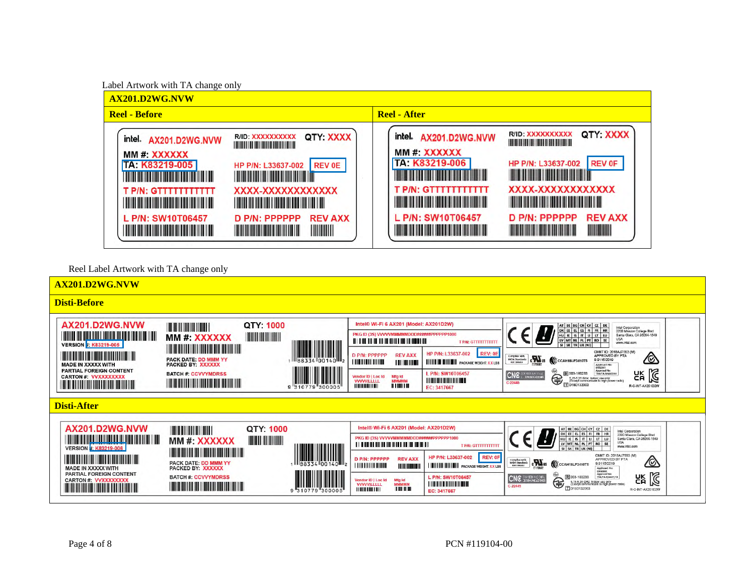Label Artwork with TA change only

| AX201.D2WG.NVW | |
|---|---|
| **Reel - Before** | **Reel - After** |
| intel. AX201.D2WG.NVW R/ID: XXXXXXXXXX QTY: XXXX<br>MM #: XXXXXX<br>TA: K83219-005 HP P/N: L33637-002 REV 0E<br>T P/N: GTTTTTTTTTTT XXXX-XXXXXXXXXXXX<br>L P/N: SW10T06457 D P/N: PPPPPP REV AXX | intel. AX201.D2WG.NVW R/ID: XXXXXXXXXX QTY: XXXX<br>MM #: XXXXXX<br>TA: K83219-006 HP P/N: L33637-002 REV 0F<br>T P/N: GTTTTTTTTTTT XXXX-XXXXXXXXXXXX<br>L P/N: SW10T06457 D P/N: PPPPPP REV AXX |

Reel Label Artwork with TA change only

| AX201.D2WG.NVW |
|---|
| **Disti-Before** |
| AX201.D2WG.NVW MM #: XXXXXX QTY: 1000<br>VERSION #: K83219-005<br>MADE IN XXXXX WITH PARTIAL FOREIGN CONTENT<br>CARTON #: VVXXXXXXXXX<br>PACK DATE: DD MMM YY PACKED BY: XXXXXX<br>BATCH #: CCVYYMDRSS<br>Intel® Wi-Fi 6 AX201 (Model: AX201D2W)<br>PKG ID (3S) VVVVVMMMMMDDD######PPPPPP1000 T P/N: GTTTTTTTTTTT<br>D P/N: PPPPPP REV AXX HP P/N: L33637-002 REV: 0E PACKAGE WEIGHT: XX LBS<br>Vendor ID \| Loc Id VVVVVLLLLL Mfg Id MMMMM L P/N: SW10T06457 EC: 3417667 |
| **Disti-After** |
| AX201.D2WG.NVW MM #: XXXXXX QTY: 1000<br>VERSION #: K83219-006<br>MADE IN XXXXX WITH PARTIAL FOREIGN CONTENT<br>CARTON #: VVXXXXXXXXX<br>PACK DATE: DD MMM YY PACKED BY: XXXXXX<br>BATCH #: CCVYYMDRSS<br>Intel® Wi-Fi 6 AX201 (Model: AX201D2W)<br>PKG ID (3S) VVVVVMMMMMDDD######PPPPPP1000 T P/N: GTTTTTTTTTTT<br>D P/N: PPPPPP REV AXX HP P/N: L33637-002 REV: 0F PACKAGE WEIGHT: XX LBS<br>Vendor ID \| Loc Id VVVVVLLLLL Mfg Id MMMMM L P/N: SW10T06457 EC: 3417667 |

PCN #119104-00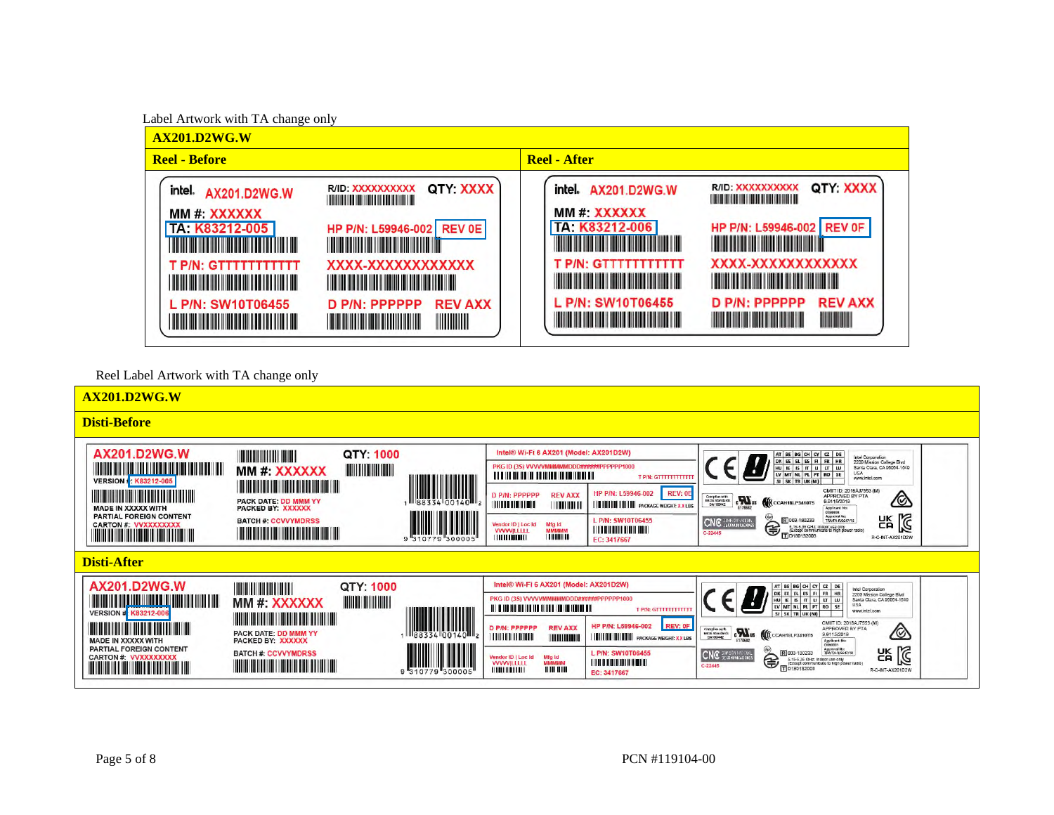Label Artwork with TA change only

| AX201.D2WG.W | |
|---|---|
| **Reel - Before** | **Reel - After** |
| intel. AX201.D2WG.W R/ID: XXXXXXXXXX QTY: XXXX<br>MM #: XXXXXX<br>TA: K83212-005 HP P/N: L59946-002 REV 0E<br>T P/N: GTTTTTTTTTTT XXXX-XXXXXXXXXXX<br>L P/N: SW10T06455 D P/N: PPPPPP REV AXX | intel. AX201.D2WG.W R/ID: XXXXXXXXXX QTY: XXXX<br>MM #: XXXXXX<br>TA: K83212-006 HP P/N: L59946-002 REV 0F<br>T P/N: GTTTTTTTTTTT XXXX-XXXXXXXXXXX<br>L P/N: SW10T06455 D P/N: PPPPPP REV AXX |

Reel Label Artwork with TA change only

| AX201.D2WG.W |
|---|
| **Disti-Before** |
| AX201.D2WG.W MM #: XXXXXX QTY: 1000<br>VERSION #: K83212-005<br>MADE IN XXXXX WITH PARTIAL FOREIGN CONTENT<br>CARTON #: VVXXXXXXXX<br>PACK DATE: DD MMM YY<br>PACKED BY: XXXXXX<br>BATCH #: CCVVYMDRSS<br>Intel® Wi-Fi 6 AX201 (Model: AX201D2W)<br>PKG ID (3S) VVVVVMMMMMDDD#####PPPPPP1000<br>T P/N: GTTTTTTTTTTT<br>D P/N: PPPPPP REV AXX HP P/N: L59946-002 REV: 0E PACKAGE WEIGHT: X.X LBS<br>Vendor ID \| Loc Id VVVVVLLLLL Mfg Id MMMMM L P/N: SW10T06455 EC: 3417667<br>CCAH18LP3410T5 CMIIT ID: 2018AJ7553 (M) APPROVED BY PTA 9.0115/2019<br>Intel Corporation 2200 Mission College Blvd Santa Clara, CA 95054-1549 USA www.intel.com<br>C-22445 R 003-180233 T D180132003 R-C-INT-AX201D2W |
| **Disti-After** |
| AX201.D2WG.W MM #: XXXXXX QTY: 1000<br>VERSION #: K83212-006<br>MADE IN XXXXX WITH PARTIAL FOREIGN CONTENT<br>CARTON #: VVXXXXXXXX<br>PACK DATE: DD MMM YY<br>PACKED BY: XXXXXX<br>BATCH #: CCVVYMDRSS<br>Intel® Wi-Fi 6 AX201 (Model: AX201D2W)<br>PKG ID (3S) VVVVVMMMMMDDD#####PPPPPP1000<br>T P/N: GTTTTTTTTTTT<br>D P/N: PPPPPP REV AXX HP P/N: L59946-002 REV: 0F PACKAGE WEIGHT: X.X LBS<br>Vendor ID \| Loc Id VVVVVLLLLL Mfg Id MMMMM L P/N: SW10T06455 EC: 3417667<br>CCAH18LP3410T5 CMIIT ID: 2018AJ7553 (M) APPROVED BY PTA 9.0115/2019<br>Intel Corporation 2200 Mission College Blvd Santa Clara, CA 95054-1549 USA www.intel.com<br>C-22445 R 003-180233 T D180132003 R-C-INT-AX201D2W |

PCN #119104-00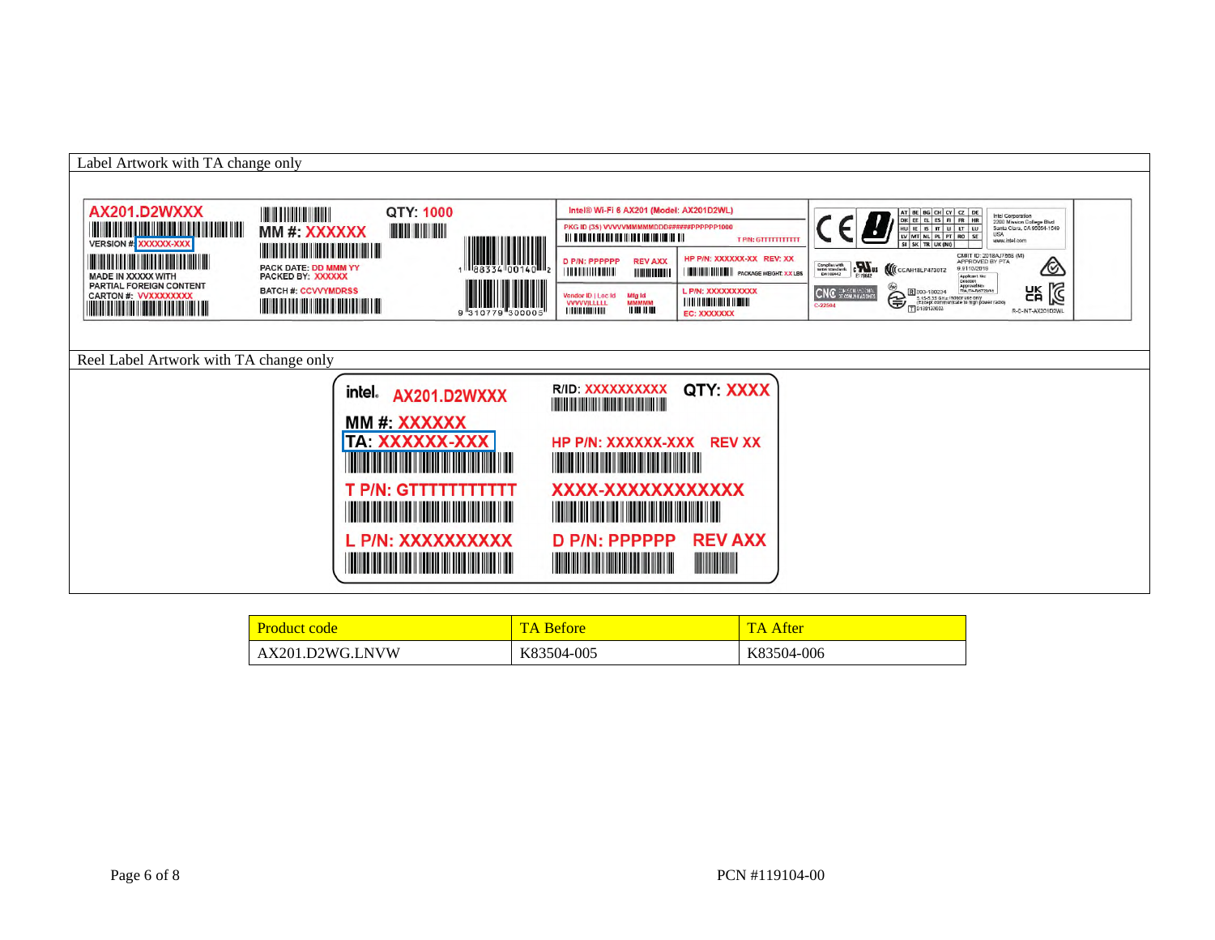Label Artwork with TA change only

AX201.D2WXXX

VERSION #: XXXXXX-XXX

MADE IN XXXXX WITH PARTIAL FOREIGN CONTENT

CARTON #: VVXXXXXXXX

MM #: XXXXXX

QTY: 1000

PACK DATE: DD MMM YY

PACKED BY: XXXXXX

BATCH #: CCVVYMDRSS

Intel® Wi-Fi 6 AX201 (Model: AX201D2WL)

PKG ID (3S) VVVVVMMMMMDDD######PPPPPP1000

T P/N: GTTTTTTTTTTT

D P/N: PPPPPP REV AXX

HP P/N: XXXXXX-XX REV: XX

PACKAGE WEIGHT: XX LBS

Vendor ID | Loc Id VVVVV|LLLLL

Mfg Id MMMMM

L P/N: XXXXXXXXXX

EC: XXXXXXX

CMIIT ID: 2018AJ7868 (M)

APPROVED BY PTA

CCAH18LP4730T2

R 003-180234

T D180120003

Intel Corporation 2200 Mission College Blvd Santa Clara, CA 95054-1549 USA www.intel.com

R-C-INT-AX201D2WL

C-22504

Reel Label Artwork with TA change only

intel. AX201.D2WXXX

MM #: XXXXXX

TA: XXXXXX-XXX

T P/N: GTTTTTTTTTTT

L P/N: XXXXXXXXXX

R/ID: XXXXXXXXXX

QTY: XXXX

HP P/N: XXXXXX-XXX REV XX

XXXX-XXXXXXXXXXX

D P/N: PPPPPP REV AXX

| Product code | TA Before | TA After |
|---|---|---|
| AX201.D2WG.LNVW | K83504-005 | K83504-006 |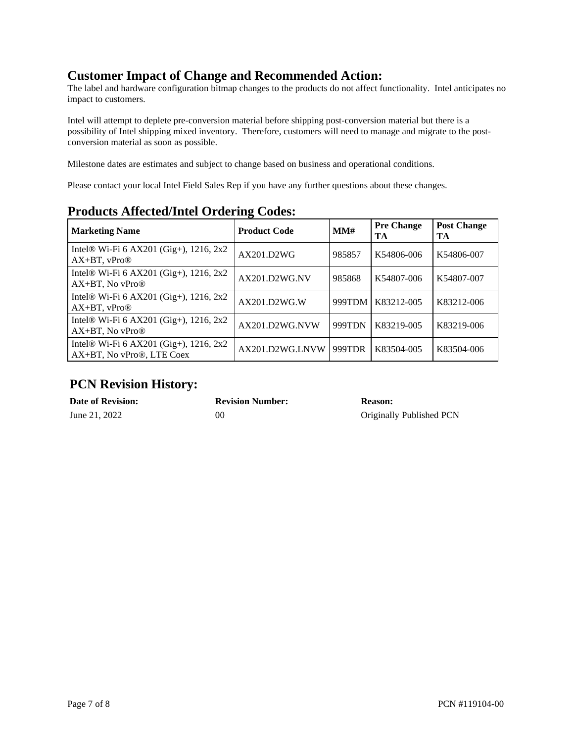## Customer Impact of Change and Recommended Action:

The label and hardware configuration bitmap changes to the products do not affect functionality. Intel anticipates no impact to customers.

Intel will attempt to deplete pre-conversion material before shipping post-conversion material but there is a possibility of Intel shipping mixed inventory. Therefore, customers will need to manage and migrate to the post-conversion material as soon as possible.

Milestone dates are estimates and subject to change based on business and operational conditions.

Please contact your local Intel Field Sales Rep if you have any further questions about these changes.

## Products Affected/Intel Ordering Codes:

| Marketing Name | Product Code | MM# | Pre Change TA | Post Change TA |
|---|---|---|---|---|
| Intel® Wi-Fi 6 AX201 (Gig+), 1216, 2x2 AX+BT, vPro® | AX201.D2WG | 985857 | K54806-006 | K54806-007 |
| Intel® Wi-Fi 6 AX201 (Gig+), 1216, 2x2 AX+BT, No vPro® | AX201.D2WG.NV | 985868 | K54807-006 | K54807-007 |
| Intel® Wi-Fi 6 AX201 (Gig+), 1216, 2x2 AX+BT, vPro® | AX201.D2WG.W | 999TDM | K83212-005 | K83212-006 |
| Intel® Wi-Fi 6 AX201 (Gig+), 1216, 2x2 AX+BT, No vPro® | AX201.D2WG.NVW | 999TDN | K83219-005 | K83219-006 |
| Intel® Wi-Fi 6 AX201 (Gig+), 1216, 2x2 AX+BT, No vPro®, LTE Coex | AX201.D2WG.LNVW | 999TDR | K83504-005 | K83504-006 |

## PCN Revision History:

| Date of Revision: | Revision Number: | Reason: |
|---|---|---|
| June 21, 2022 | 00 | Originally Published PCN |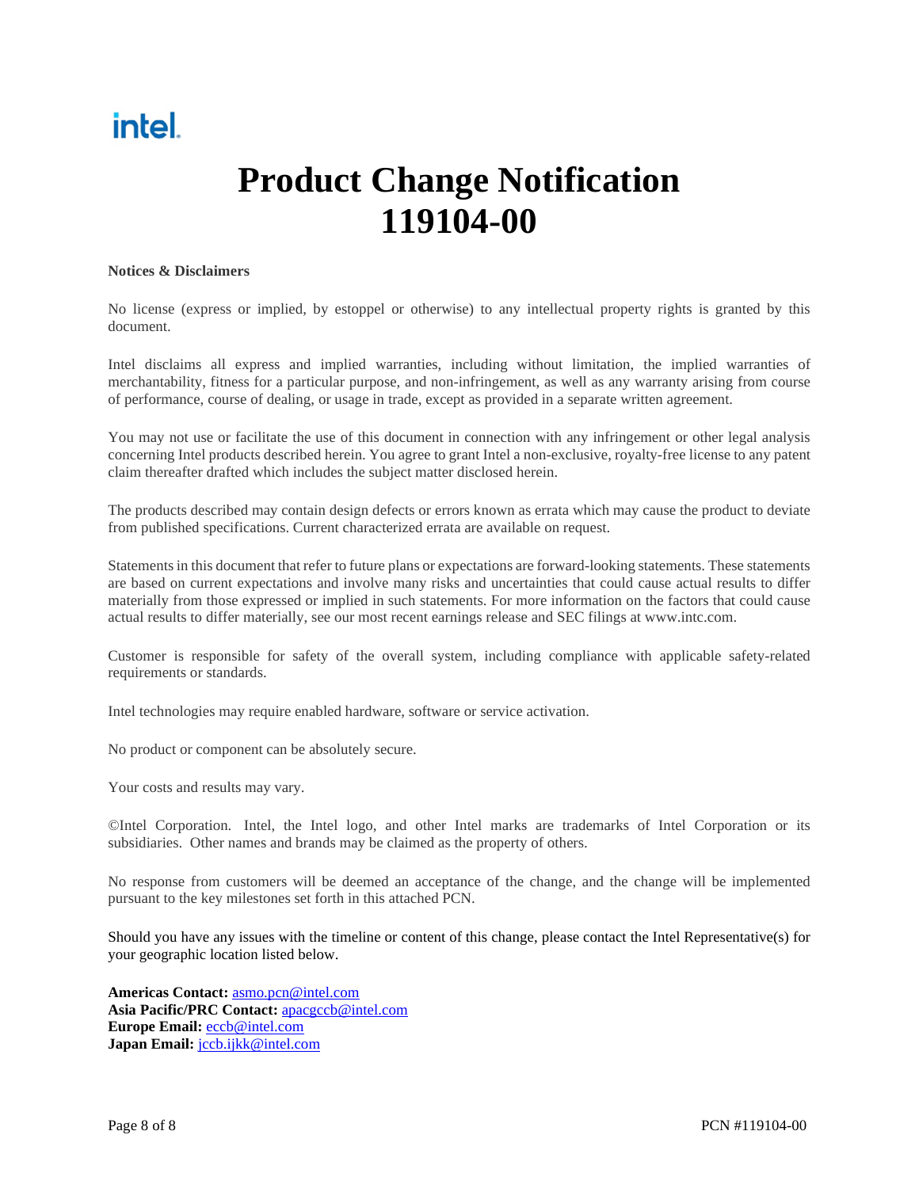intel.

# Product Change Notification 119104-00

**Notices & Disclaimers**

No license (express or implied, by estoppel or otherwise) to any intellectual property rights is granted by this document.

Intel disclaims all express and implied warranties, including without limitation, the implied warranties of merchantability, fitness for a particular purpose, and non-infringement, as well as any warranty arising from course of performance, course of dealing, or usage in trade, except as provided in a separate written agreement.

You may not use or facilitate the use of this document in connection with any infringement or other legal analysis concerning Intel products described herein. You agree to grant Intel a non-exclusive, royalty-free license to any patent claim thereafter drafted which includes the subject matter disclosed herein.

The products described may contain design defects or errors known as errata which may cause the product to deviate from published specifications. Current characterized errata are available on request.

Statements in this document that refer to future plans or expectations are forward-looking statements. These statements are based on current expectations and involve many risks and uncertainties that could cause actual results to differ materially from those expressed or implied in such statements. For more information on the factors that could cause actual results to differ materially, see our most recent earnings release and SEC filings at www.intc.com.

Customer is responsible for safety of the overall system, including compliance with applicable safety-related requirements or standards.

Intel technologies may require enabled hardware, software or service activation.

No product or component can be absolutely secure.

Your costs and results may vary.

©Intel Corporation. Intel, the Intel logo, and other Intel marks are trademarks of Intel Corporation or its subsidiaries. Other names and brands may be claimed as the property of others.

No response from customers will be deemed an acceptance of the change, and the change will be implemented pursuant to the key milestones set forth in this attached PCN.

Should you have any issues with the timeline or content of this change, please contact the Intel Representative(s) for your geographic location listed below.

**Americas Contact:** asmo.pcn@intel.com
**Asia Pacific/PRC Contact:** apacgccb@intel.com
**Europe Email:** eccb@intel.com
**Japan Email:** jccb.ijkk@intel.com